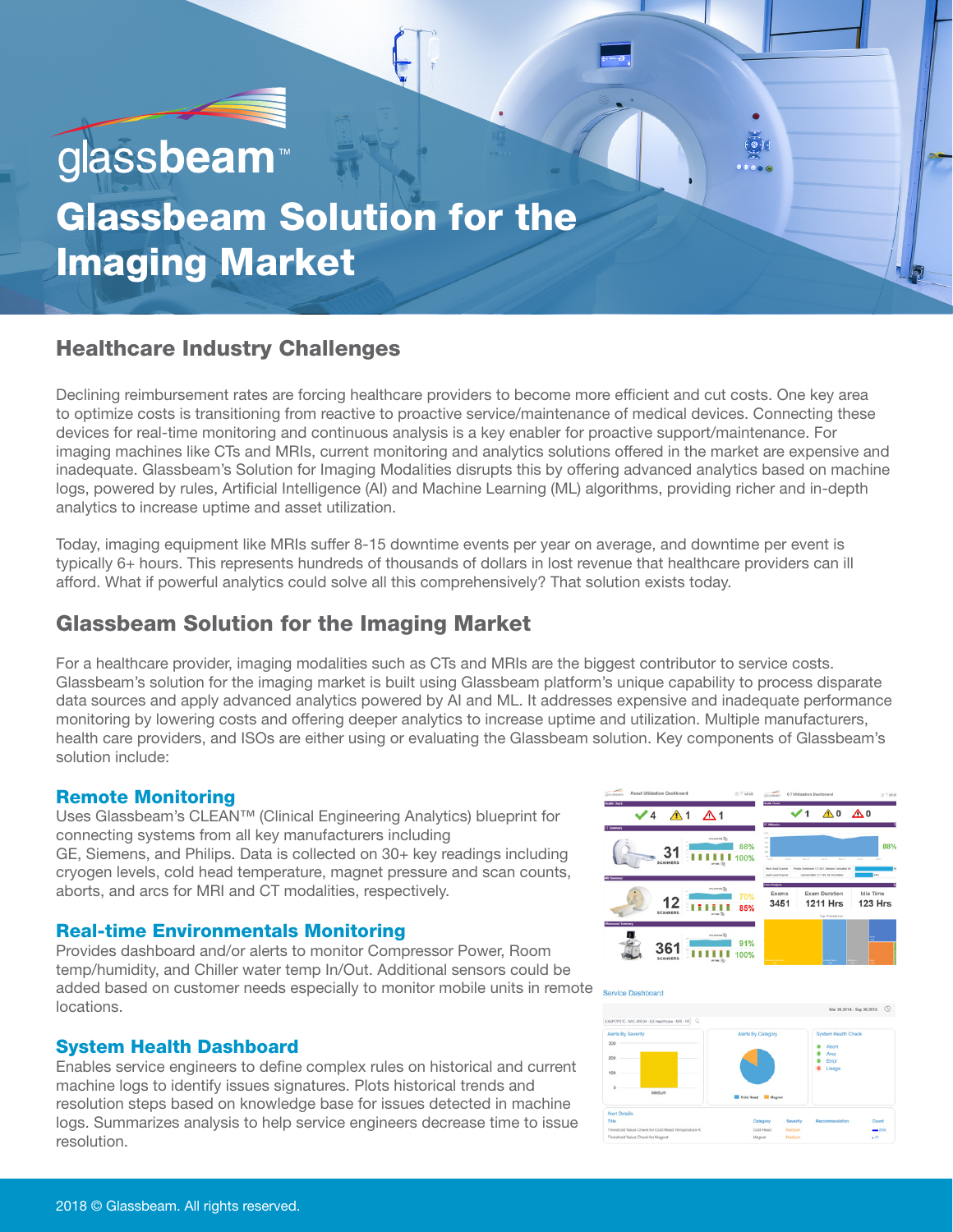# Glassbeam Solution for the Imaging Market

## Healthcare Industry Challenges

Declining reimbursement rates are forcing healthcare providers to become more efficient and cut costs. One key area to optimize costs is transitioning from reactive to proactive service/maintenance of medical devices. Connecting these devices for real-time monitoring and continuous analysis is a key enabler for proactive support/maintenance. For imaging machines like CTs and MRIs, current monitoring and analytics solutions offered in the market are expensive and inadequate. Glassbeam's Solution for Imaging Modalities disrupts this by offering advanced analytics based on machine logs, powered by rules, Artificial Intelligence (AI) and Machine Learning (ML) algorithms, providing richer and in-depth analytics to increase uptime and asset utilization.

Today, imaging equipment like MRIs suffer 8-15 downtime events per year on average, and downtime per event is typically 6+ hours. This represents hundreds of thousands of dollars in lost revenue that healthcare providers can ill afford. What if powerful analytics could solve all this comprehensively? That solution exists today.

## Glassbeam Solution for the Imaging Market

For a healthcare provider, imaging modalities such as CTs and MRIs are the biggest contributor to service costs. Glassbeam's solution for the imaging market is built using Glassbeam platform's unique capability to process disparate data sources and apply advanced analytics powered by AI and ML. It addresses expensive and inadequate performance monitoring by lowering costs and offering deeper analytics to increase uptime and utilization. Multiple manufacturers, health care providers, and ISOs are either using or evaluating the Glassbeam solution. Key components of Glassbeam's solution include:

### Remote Monitoring

Uses Glassbeam's CLEAN™ (Clinical Engineering Analytics) blueprint for connecting systems from all key manufacturers including GE, Siemens, and Philips. Data is collected on 30+ key readings including cryogen levels, cold head temperature, magnet pressure and scan counts, aborts, and arcs for MRI and CT modalities, respectively.

### Real-time Environmentals Monitoring

Provides dashboard and/or alerts to monitor Compressor Power, Room temp/humidity, and Chiller water temp In/Out. Additional sensors could be added based on customer needs especially to monitor mobile units in remote locations.

### System Health Dashboard

Enables service engineers to define complex rules on historical and current machine logs to identify issues signatures. Plots historical trends and resolution steps based on knowledge base for issues detected in machine logs. Summarizes analysis to help service engineers decrease time to issue resolution.

Service Dashboard

2018 © Glassbeam. All rights reserved.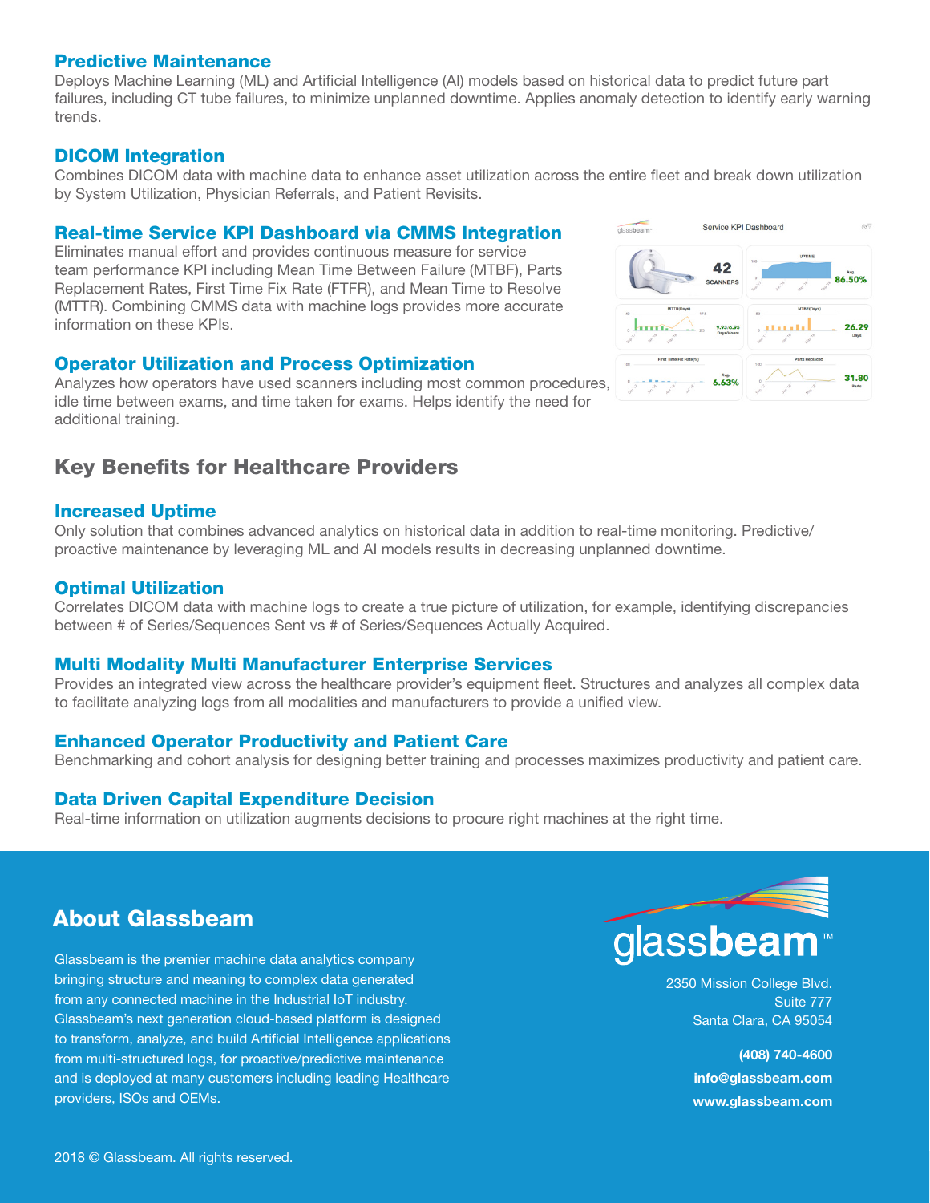### Predictive Maintenance

Deploys Machine Learning (ML) and Artificial Intelligence (AI) models based on historical data to predict future part failures, including CT tube failures, to minimize unplanned downtime. Applies anomaly detection to identify early warning trends.

### DICOM Integration

Combines DICOM data with machine data to enhance asset utilization across the entire fleet and break down utilization by System Utilization, Physician Referrals, and Patient Revisits.

### Real-time Service KPI Dashboard via CMMS Integration

Eliminates manual effort and provides continuous measure for service team performance KPI including Mean Time Between Failure (MTBF), Parts Replacement Rates, First Time Fix Rate (FTFR), and Mean Time to Resolve (MTTR). Combining CMMS data with machine logs provides more accurate information on these KPIs.

Service KPI Dashboard

42 SCANNERS

Avg. 86.50%

9.93/6.95 Days/Hours

26.29 Days

Avg. 6.63%

31.80 Parts

### Operator Utilization and Process Optimization

Analyzes how operators have used scanners including most common procedures, idle time between exams, and time taken for exams. Helps identify the need for additional training.

## Key Benefits for Healthcare Providers

### Increased Uptime

Only solution that combines advanced analytics on historical data in addition to real-time monitoring. Predictive/proactive maintenance by leveraging ML and AI models results in decreasing unplanned downtime.

### Optimal Utilization

Correlates DICOM data with machine logs to create a true picture of utilization, for example, identifying discrepancies between # of Series/Sequences Sent vs # of Series/Sequences Actually Acquired.

### Multi Modality Multi Manufacturer Enterprise Services

Provides an integrated view across the healthcare provider's equipment fleet. Structures and analyzes all complex data to facilitate analyzing logs from all modalities and manufacturers to provide a unified view.

### Enhanced Operator Productivity and Patient Care

Benchmarking and cohort analysis for designing better training and processes maximizes productivity and patient care.

### Data Driven Capital Expenditure Decision

Real-time information on utilization augments decisions to procure right machines at the right time.

## About Glassbeam

Glassbeam is the premier machine data analytics company bringing structure and meaning to complex data generated from any connected machine in the Industrial IoT industry. Glassbeam's next generation cloud-based platform is designed to transform, analyze, and build Artificial Intelligence applications from multi-structured logs, for proactive/predictive maintenance and is deployed at many customers including leading Healthcare providers, ISOs and OEMs.

glassbeam™

2350 Mission College Blvd.
Suite 777
Santa Clara, CA 95054

**(408) 740-4600**
**info@glassbeam.com**
**www.glassbeam.com**

2018 © Glassbeam. All rights reserved.